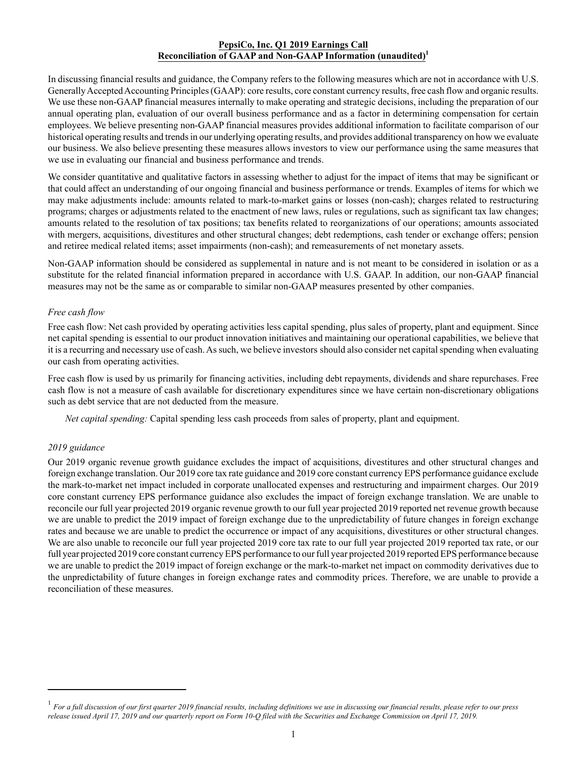# PepsiCo, Inc. Q1 2019 Earnings Call
## Reconciliation of GAAP and Non-GAAP Information (unaudited)[1]

In discussing financial results and guidance, the Company refers to the following measures which are not in accordance with U.S. Generally Accepted Accounting Principles (GAAP): core results, core constant currency results, free cash flow and organic results. We use these non-GAAP financial measures internally to make operating and strategic decisions, including the preparation of our annual operating plan, evaluation of our overall business performance and as a factor in determining compensation for certain employees. We believe presenting non-GAAP financial measures provides additional information to facilitate comparison of our historical operating results and trends in our underlying operating results, and provides additional transparency on how we evaluate our business. We also believe presenting these measures allows investors to view our performance using the same measures that we use in evaluating our financial and business performance and trends.

We consider quantitative and qualitative factors in assessing whether to adjust for the impact of items that may be significant or that could affect an understanding of our ongoing financial and business performance or trends. Examples of items for which we may make adjustments include: amounts related to mark-to-market gains or losses (non-cash); charges related to restructuring programs; charges or adjustments related to the enactment of new laws, rules or regulations, such as significant tax law changes; amounts related to the resolution of tax positions; tax benefits related to reorganizations of our operations; amounts associated with mergers, acquisitions, divestitures and other structural changes; debt redemptions, cash tender or exchange offers; pension and retiree medical related items; asset impairments (non-cash); and remeasurements of net monetary assets.

Non-GAAP information should be considered as supplemental in nature and is not meant to be considered in isolation or as a substitute for the related financial information prepared in accordance with U.S. GAAP. In addition, our non-GAAP financial measures may not be the same as or comparable to similar non-GAAP measures presented by other companies.

*Free cash flow*

Free cash flow: Net cash provided by operating activities less capital spending, plus sales of property, plant and equipment. Since net capital spending is essential to our product innovation initiatives and maintaining our operational capabilities, we believe that it is a recurring and necessary use of cash. As such, we believe investors should also consider net capital spending when evaluating our cash from operating activities.

Free cash flow is used by us primarily for financing activities, including debt repayments, dividends and share repurchases. Free cash flow is not a measure of cash available for discretionary expenditures since we have certain non-discretionary obligations such as debt service that are not deducted from the measure.

*Net capital spending:* Capital spending less cash proceeds from sales of property, plant and equipment.

*2019 guidance*

Our 2019 organic revenue growth guidance excludes the impact of acquisitions, divestitures and other structural changes and foreign exchange translation. Our 2019 core tax rate guidance and 2019 core constant currency EPS performance guidance exclude the mark-to-market net impact included in corporate unallocated expenses and restructuring and impairment charges. Our 2019 core constant currency EPS performance guidance also excludes the impact of foreign exchange translation. We are unable to reconcile our full year projected 2019 organic revenue growth to our full year projected 2019 reported net revenue growth because we are unable to predict the 2019 impact of foreign exchange due to the unpredictability of future changes in foreign exchange rates and because we are unable to predict the occurrence or impact of any acquisitions, divestitures or other structural changes. We are also unable to reconcile our full year projected 2019 core tax rate to our full year projected 2019 reported tax rate, or our full year projected 2019 core constant currency EPS performance to our full year projected 2019 reported EPS performance because we are unable to predict the 2019 impact of foreign exchange or the mark-to-market net impact on commodity derivatives due to the unpredictability of future changes in foreign exchange rates and commodity prices. Therefore, we are unable to provide a reconciliation of these measures.

---

[1] *For a full discussion of our first quarter 2019 financial results, including definitions we use in discussing our financial results, please refer to our press release issued April 17, 2019 and our quarterly report on Form 10-Q filed with the Securities and Exchange Commission on April 17, 2019.*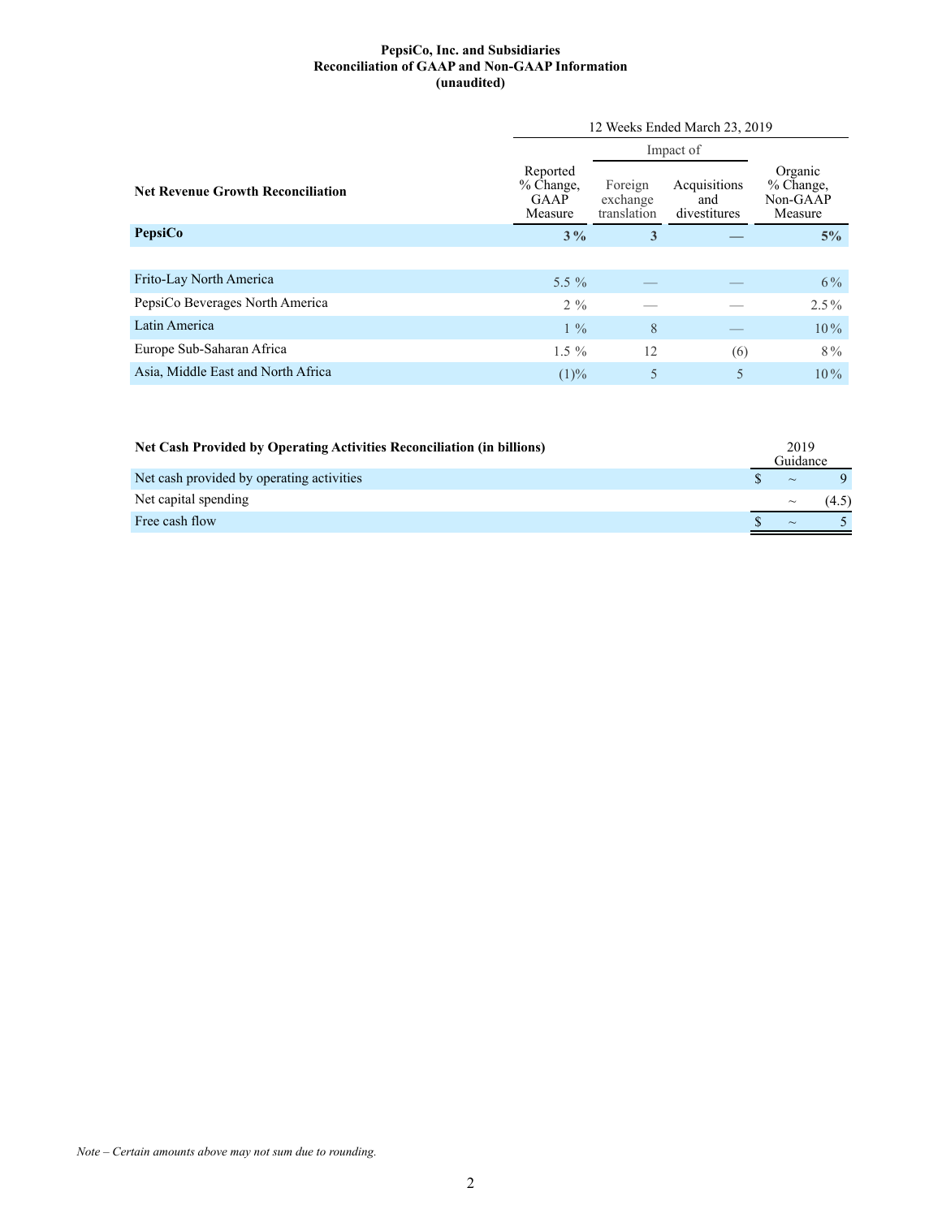**PepsiCo, Inc. and Subsidiaries**
**Reconciliation of GAAP and Non-GAAP Information**
**(unaudited)**

| | 12 Weeks Ended March 23, 2019 | | | |
|---|---|---|---|---|
| | | Impact of | | |
| **Net Revenue Growth Reconciliation** | Reported % Change, GAAP Measure | Foreign exchange translation | Acquisitions and divestitures | Organic % Change, Non-GAAP Measure |
| **PepsiCo** | **3 %** | **3** | **—** | **5%** |
| | | | | |
| Frito-Lay North America | 5.5 % | — | — | 6 % |
| PepsiCo Beverages North America | 2 % | — | — | 2.5 % |
| Latin America | 1 % | 8 | — | 10 % |
| Europe Sub-Saharan Africa | 1.5 % | 12 | (6) | 8 % |
| Asia, Middle East and North Africa | (1)% | 5 | 5 | 10 % |

| **Net Cash Provided by Operating Activities Reconciliation (in billions)** | 2019 Guidance |
|---|---|
| Net cash provided by operating activities | $ ~ 9 |
| Net capital spending | ~ (4.5) |
| Free cash flow | $ ~ 5 |

*Note – Certain amounts above may not sum due to rounding.*